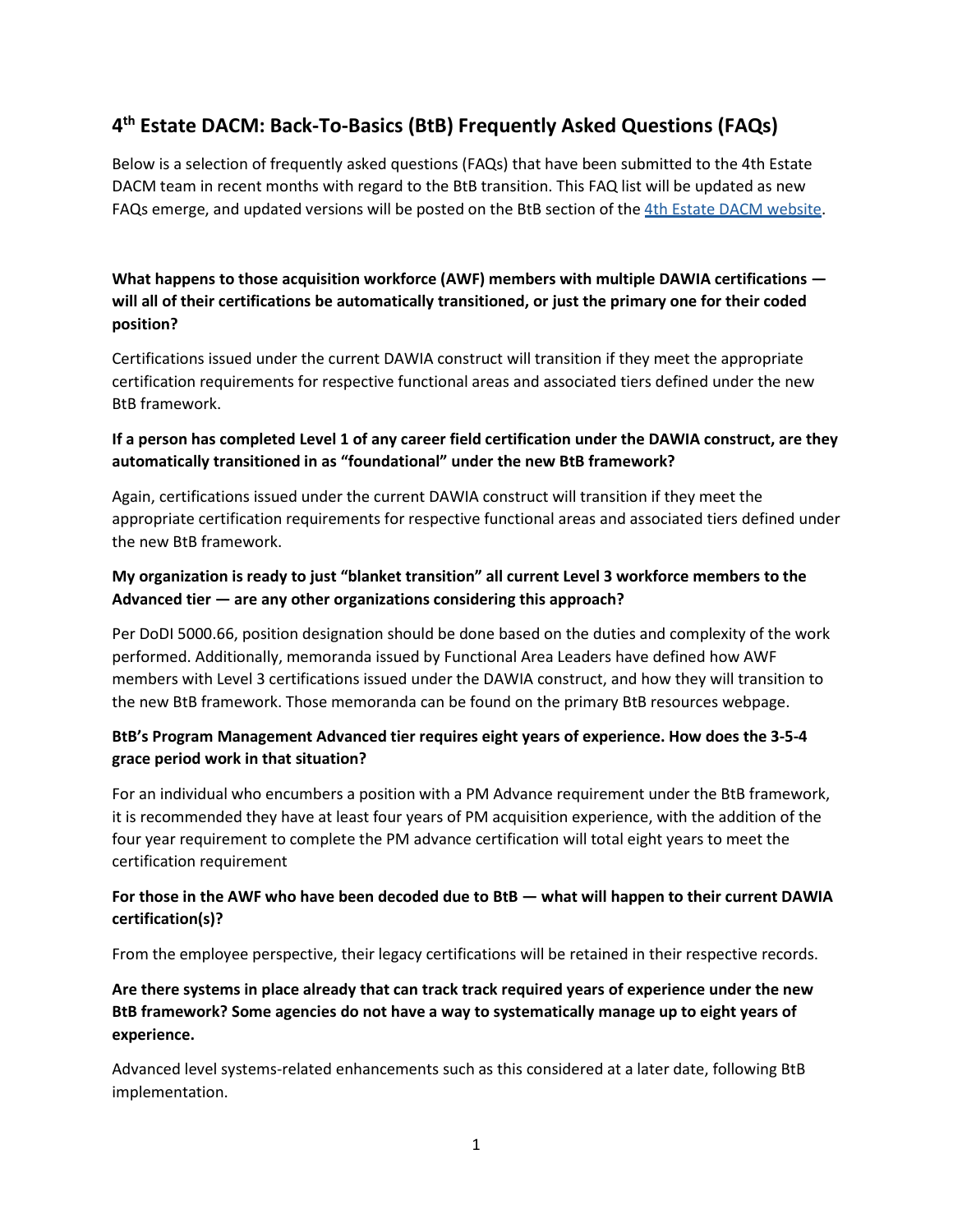# 4th Estate DACM: Back-To-Basics (BtB) Frequently Asked Questions (FAQs)

Below is a selection of frequently asked questions (FAQs) that have been submitted to the 4th Estate DACM team in recent months with regard to the BtB transition. This FAQ list will be updated as new FAQs emerge, and updated versions will be posted on the BtB section of the [4th Estate DACM website](4th Estate DACM website).

**What happens to those acquisition workforce (AWF) members with multiple DAWIA certifications — will all of their certifications be automatically transitioned, or just the primary one for their coded position?**

Certifications issued under the current DAWIA construct will transition if they meet the appropriate certification requirements for respective functional areas and associated tiers defined under the new BtB framework.

**If a person has completed Level 1 of any career field certification under the DAWIA construct, are they automatically transitioned in as "foundational" under the new BtB framework?**

Again, certifications issued under the current DAWIA construct will transition if they meet the appropriate certification requirements for respective functional areas and associated tiers defined under the new BtB framework.

**My organization is ready to just "blanket transition" all current Level 3 workforce members to the Advanced tier — are any other organizations considering this approach?**

Per DoDI 5000.66, position designation should be done based on the duties and complexity of the work performed. Additionally, memoranda issued by Functional Area Leaders have defined how AWF members with Level 3 certifications issued under the DAWIA construct, and how they will transition to the new BtB framework. Those memoranda can be found on the primary BtB resources webpage.

**BtB's Program Management Advanced tier requires eight years of experience. How does the 3-5-4 grace period work in that situation?**

For an individual who encumbers a position with a PM Advance requirement under the BtB framework, it is recommended they have at least four years of PM acquisition experience, with the addition of the four year requirement to complete the PM advance certification will total eight years to meet the certification requirement

**For those in the AWF who have been decoded due to BtB — what will happen to their current DAWIA certification(s)?**

From the employee perspective, their legacy certifications will be retained in their respective records.

**Are there systems in place already that can track track required years of experience under the new BtB framework? Some agencies do not have a way to systematically manage up to eight years of experience.**

Advanced level systems-related enhancements such as this considered at a later date, following BtB implementation.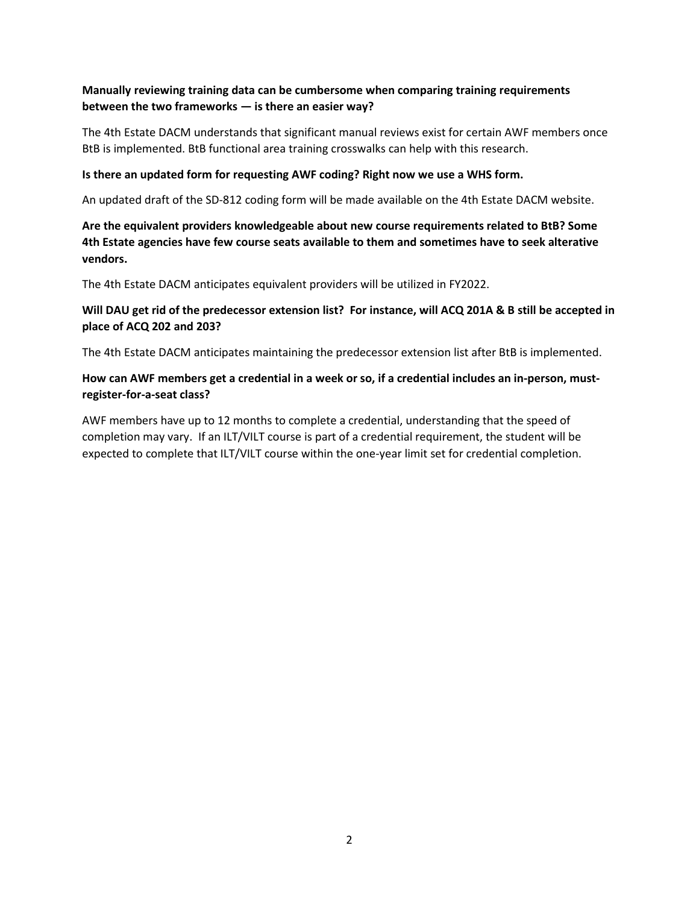**Manually reviewing training data can be cumbersome when comparing training requirements between the two frameworks — is there an easier way?**

The 4th Estate DACM understands that significant manual reviews exist for certain AWF members once BtB is implemented. BtB functional area training crosswalks can help with this research.

**Is there an updated form for requesting AWF coding? Right now we use a WHS form.**

An updated draft of the SD-812 coding form will be made available on the 4th Estate DACM website.

**Are the equivalent providers knowledgeable about new course requirements related to BtB? Some 4th Estate agencies have few course seats available to them and sometimes have to seek alterative vendors.**

The 4th Estate DACM anticipates equivalent providers will be utilized in FY2022.

**Will DAU get rid of the predecessor extension list? For instance, will ACQ 201A & B still be accepted in place of ACQ 202 and 203?**

The 4th Estate DACM anticipates maintaining the predecessor extension list after BtB is implemented.

**How can AWF members get a credential in a week or so, if a credential includes an in-person, must-register-for-a-seat class?**

AWF members have up to 12 months to complete a credential, understanding that the speed of completion may vary. If an ILT/VILT course is part of a credential requirement, the student will be expected to complete that ILT/VILT course within the one-year limit set for credential completion.